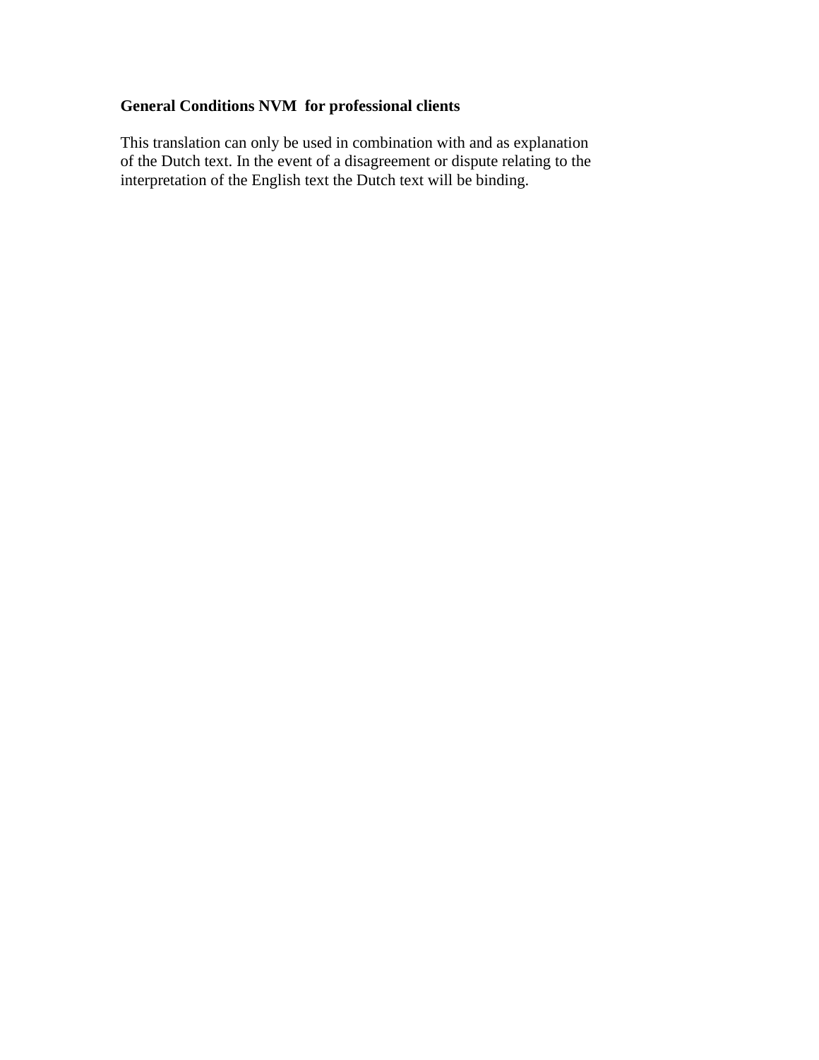**General Conditions NVM for professional clients**

This translation can only be used in combination with and as explanation of the Dutch text. In the event of a disagreement or dispute relating to the interpretation of the English text the Dutch text will be binding.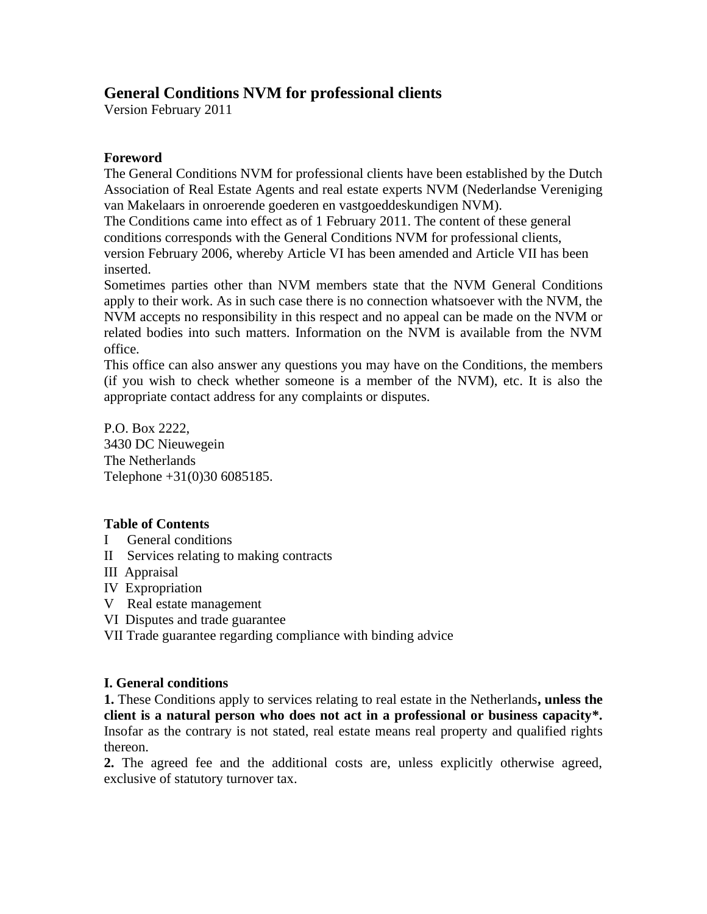# General Conditions NVM for professional clients

Version February 2011

### Foreword

The General Conditions NVM for professional clients have been established by the Dutch Association of Real Estate Agents and real estate experts NVM (Nederlandse Vereniging van Makelaars in onroerende goederen en vastgoeddeskundigen NVM).

The Conditions came into effect as of 1 February 2011. The content of these general conditions corresponds with the General Conditions NVM for professional clients, version February 2006, whereby Article VI has been amended and Article VII has been inserted.

Sometimes parties other than NVM members state that the NVM General Conditions apply to their work. As in such case there is no connection whatsoever with the NVM, the NVM accepts no responsibility in this respect and no appeal can be made on the NVM or related bodies into such matters. Information on the NVM is available from the NVM office.

This office can also answer any questions you may have on the Conditions, the members (if you wish to check whether someone is a member of the NVM), etc. It is also the appropriate contact address for any complaints or disputes.

P.O. Box 2222,
3430 DC Nieuwegein
The Netherlands
Telephone +31(0)30 6085185.

### Table of Contents

I General conditions
II Services relating to making contracts
III Appraisal
IV Expropriation
V Real estate management
VI Disputes and trade guarantee
VII Trade guarantee regarding compliance with binding advice

### I. General conditions

**1.** These Conditions apply to services relating to real estate in the Netherlands**, unless the client is a natural person who does not act in a professional or business capacity*.** Insofar as the contrary is not stated, real estate means real property and qualified rights thereon.

**2.** The agreed fee and the additional costs are, unless explicitly otherwise agreed, exclusive of statutory turnover tax.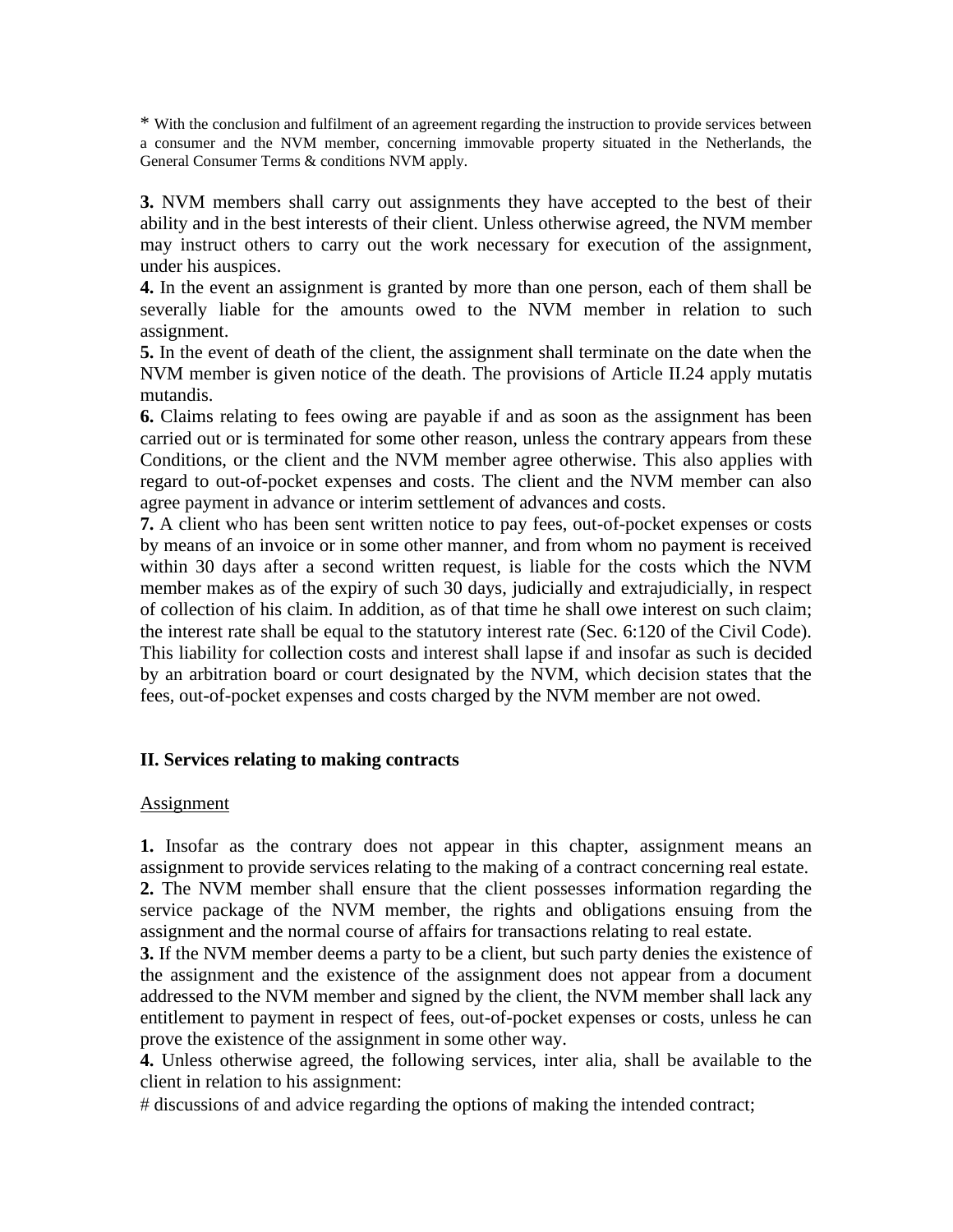* With the conclusion and fulfilment of an agreement regarding the instruction to provide services between a consumer and the NVM member, concerning immovable property situated in the Netherlands, the General Consumer Terms & conditions NVM apply.

**3.** NVM members shall carry out assignments they have accepted to the best of their ability and in the best interests of their client. Unless otherwise agreed, the NVM member may instruct others to carry out the work necessary for execution of the assignment, under his auspices.

**4.** In the event an assignment is granted by more than one person, each of them shall be severally liable for the amounts owed to the NVM member in relation to such assignment.

**5.** In the event of death of the client, the assignment shall terminate on the date when the NVM member is given notice of the death. The provisions of Article II.24 apply mutatis mutandis.

**6.** Claims relating to fees owing are payable if and as soon as the assignment has been carried out or is terminated for some other reason, unless the contrary appears from these Conditions, or the client and the NVM member agree otherwise. This also applies with regard to out-of-pocket expenses and costs. The client and the NVM member can also agree payment in advance or interim settlement of advances and costs.

**7.** A client who has been sent written notice to pay fees, out-of-pocket expenses or costs by means of an invoice or in some other manner, and from whom no payment is received within 30 days after a second written request, is liable for the costs which the NVM member makes as of the expiry of such 30 days, judicially and extrajudicially, in respect of collection of his claim. In addition, as of that time he shall owe interest on such claim; the interest rate shall be equal to the statutory interest rate (Sec. 6:120 of the Civil Code). This liability for collection costs and interest shall lapse if and insofar as such is decided by an arbitration board or court designated by the NVM, which decision states that the fees, out-of-pocket expenses and costs charged by the NVM member are not owed.

## II. Services relating to making contracts

<u>Assignment</u>

**1.** Insofar as the contrary does not appear in this chapter, assignment means an assignment to provide services relating to the making of a contract concerning real estate.

**2.** The NVM member shall ensure that the client possesses information regarding the service package of the NVM member, the rights and obligations ensuing from the assignment and the normal course of affairs for transactions relating to real estate.

**3.** If the NVM member deems a party to be a client, but such party denies the existence of the assignment and the existence of the assignment does not appear from a document addressed to the NVM member and signed by the client, the NVM member shall lack any entitlement to payment in respect of fees, out-of-pocket expenses or costs, unless he can prove the existence of the assignment in some other way.

**4.** Unless otherwise agreed, the following services, inter alia, shall be available to the client in relation to his assignment:

# discussions of and advice regarding the options of making the intended contract;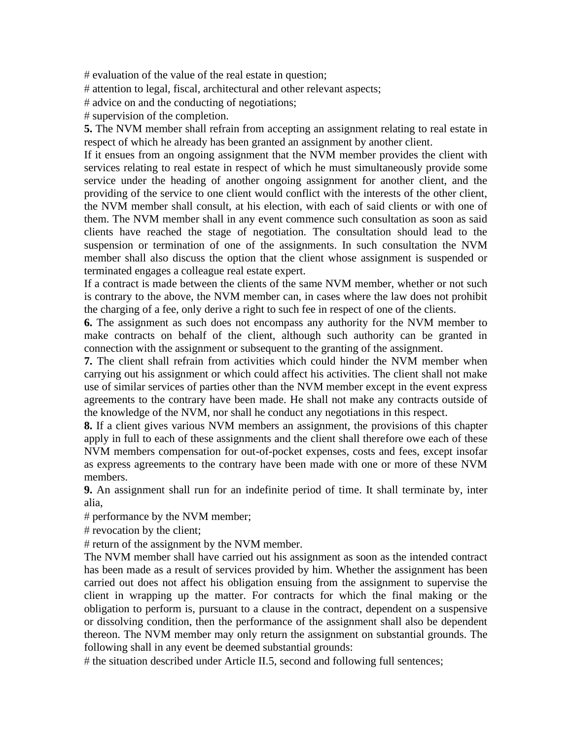# evaluation of the value of the real estate in question;
# attention to legal, fiscal, architectural and other relevant aspects;
# advice on and the conducting of negotiations;
# supervision of the completion.

**5.** The NVM member shall refrain from accepting an assignment relating to real estate in respect of which he already has been granted an assignment by another client.

If it ensues from an ongoing assignment that the NVM member provides the client with services relating to real estate in respect of which he must simultaneously provide some service under the heading of another ongoing assignment for another client, and the providing of the service to one client would conflict with the interests of the other client, the NVM member shall consult, at his election, with each of said clients or with one of them. The NVM member shall in any event commence such consultation as soon as said clients have reached the stage of negotiation. The consultation should lead to the suspension or termination of one of the assignments. In such consultation the NVM member shall also discuss the option that the client whose assignment is suspended or terminated engages a colleague real estate expert.

If a contract is made between the clients of the same NVM member, whether or not such is contrary to the above, the NVM member can, in cases where the law does not prohibit the charging of a fee, only derive a right to such fee in respect of one of the clients.

**6.** The assignment as such does not encompass any authority for the NVM member to make contracts on behalf of the client, although such authority can be granted in connection with the assignment or subsequent to the granting of the assignment.

**7.** The client shall refrain from activities which could hinder the NVM member when carrying out his assignment or which could affect his activities. The client shall not make use of similar services of parties other than the NVM member except in the event express agreements to the contrary have been made. He shall not make any contracts outside of the knowledge of the NVM, nor shall he conduct any negotiations in this respect.

**8.** If a client gives various NVM members an assignment, the provisions of this chapter apply in full to each of these assignments and the client shall therefore owe each of these NVM members compensation for out-of-pocket expenses, costs and fees, except insofar as express agreements to the contrary have been made with one or more of these NVM members.

**9.** An assignment shall run for an indefinite period of time. It shall terminate by, inter alia,
# performance by the NVM member;
# revocation by the client;
# return of the assignment by the NVM member.

The NVM member shall have carried out his assignment as soon as the intended contract has been made as a result of services provided by him. Whether the assignment has been carried out does not affect his obligation ensuing from the assignment to supervise the client in wrapping up the matter. For contracts for which the final making or the obligation to perform is, pursuant to a clause in the contract, dependent on a suspensive or dissolving condition, then the performance of the assignment shall also be dependent thereon. The NVM member may only return the assignment on substantial grounds. The following shall in any event be deemed substantial grounds:
# the situation described under Article II.5, second and following full sentences;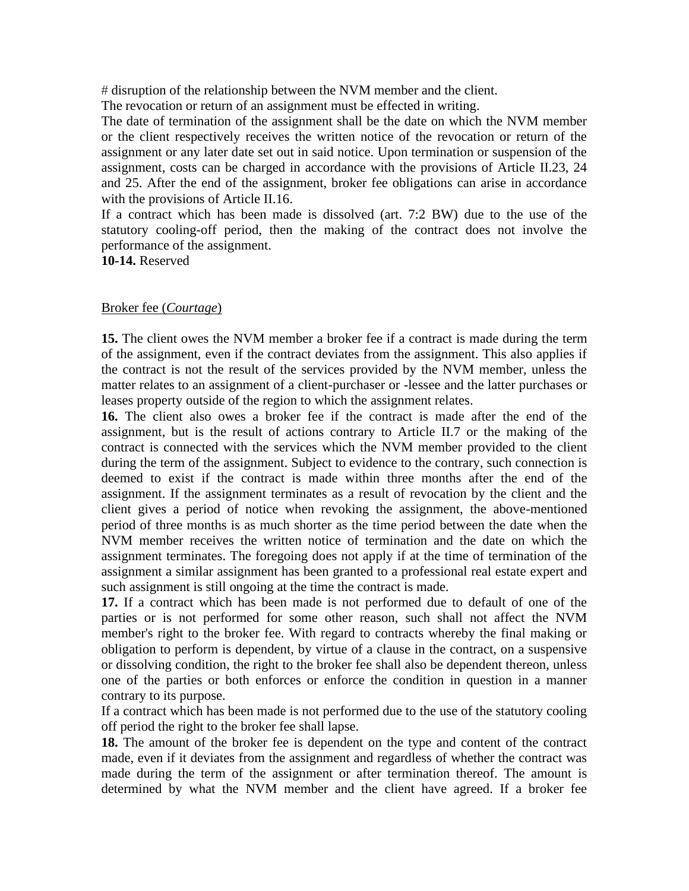# disruption of the relationship between the NVM member and the client.

The revocation or return of an assignment must be effected in writing.

The date of termination of the assignment shall be the date on which the NVM member or the client respectively receives the written notice of the revocation or return of the assignment or any later date set out in said notice. Upon termination or suspension of the assignment, costs can be charged in accordance with the provisions of Article II.23, 24 and 25. After the end of the assignment, broker fee obligations can arise in accordance with the provisions of Article II.16.

If a contract which has been made is dissolved (art. 7:2 BW) due to the use of the statutory cooling-off period, then the making of the contract does not involve the performance of the assignment.

**10-14.** Reserved

Broker fee (*Courtage*)

**15.** The client owes the NVM member a broker fee if a contract is made during the term of the assignment, even if the contract deviates from the assignment. This also applies if the contract is not the result of the services provided by the NVM member, unless the matter relates to an assignment of a client-purchaser or -lessee and the latter purchases or leases property outside of the region to which the assignment relates.

**16.** The client also owes a broker fee if the contract is made after the end of the assignment, but is the result of actions contrary to Article II.7 or the making of the contract is connected with the services which the NVM member provided to the client during the term of the assignment. Subject to evidence to the contrary, such connection is deemed to exist if the contract is made within three months after the end of the assignment. If the assignment terminates as a result of revocation by the client and the client gives a period of notice when revoking the assignment, the above-mentioned period of three months is as much shorter as the time period between the date when the NVM member receives the written notice of termination and the date on which the assignment terminates. The foregoing does not apply if at the time of termination of the assignment a similar assignment has been granted to a professional real estate expert and such assignment is still ongoing at the time the contract is made.

**17.** If a contract which has been made is not performed due to default of one of the parties or is not performed for some other reason, such shall not affect the NVM member's right to the broker fee. With regard to contracts whereby the final making or obligation to perform is dependent, by virtue of a clause in the contract, on a suspensive or dissolving condition, the right to the broker fee shall also be dependent thereon, unless one of the parties or both enforces or enforce the condition in question in a manner contrary to its purpose.

If a contract which has been made is not performed due to the use of the statutory cooling off period the right to the broker fee shall lapse.

**18.** The amount of the broker fee is dependent on the type and content of the contract made, even if it deviates from the assignment and regardless of whether the contract was made during the term of the assignment or after termination thereof. The amount is determined by what the NVM member and the client have agreed. If a broker fee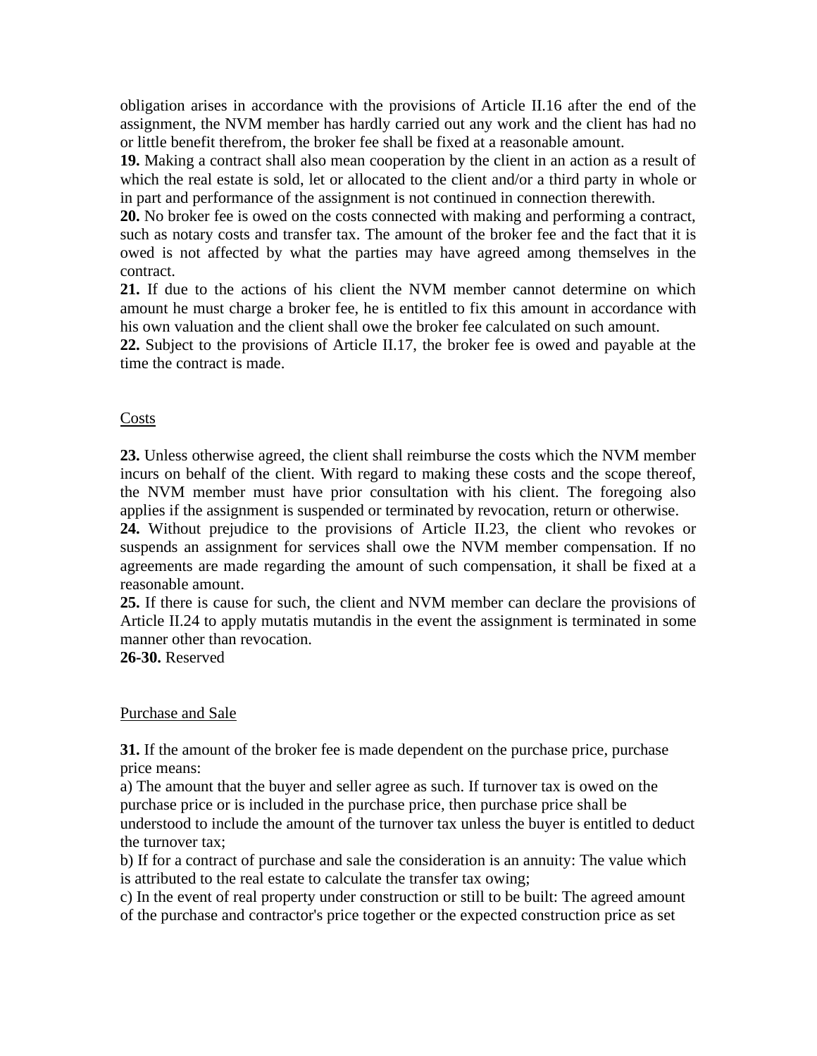obligation arises in accordance with the provisions of Article II.16 after the end of the assignment, the NVM member has hardly carried out any work and the client has had no or little benefit therefrom, the broker fee shall be fixed at a reasonable amount.

**19.** Making a contract shall also mean cooperation by the client in an action as a result of which the real estate is sold, let or allocated to the client and/or a third party in whole or in part and performance of the assignment is not continued in connection therewith.

**20.** No broker fee is owed on the costs connected with making and performing a contract, such as notary costs and transfer tax. The amount of the broker fee and the fact that it is owed is not affected by what the parties may have agreed among themselves in the contract.

**21.** If due to the actions of his client the NVM member cannot determine on which amount he must charge a broker fee, he is entitled to fix this amount in accordance with his own valuation and the client shall owe the broker fee calculated on such amount.

**22.** Subject to the provisions of Article II.17, the broker fee is owed and payable at the time the contract is made.

## Costs

**23.** Unless otherwise agreed, the client shall reimburse the costs which the NVM member incurs on behalf of the client. With regard to making these costs and the scope thereof, the NVM member must have prior consultation with his client. The foregoing also applies if the assignment is suspended or terminated by revocation, return or otherwise.

**24.** Without prejudice to the provisions of Article II.23, the client who revokes or suspends an assignment for services shall owe the NVM member compensation. If no agreements are made regarding the amount of such compensation, it shall be fixed at a reasonable amount.

**25.** If there is cause for such, the client and NVM member can declare the provisions of Article II.24 to apply mutatis mutandis in the event the assignment is terminated in some manner other than revocation.

**26-30.** Reserved

## Purchase and Sale

**31.** If the amount of the broker fee is made dependent on the purchase price, purchase price means:

a) The amount that the buyer and seller agree as such. If turnover tax is owed on the purchase price or is included in the purchase price, then purchase price shall be understood to include the amount of the turnover tax unless the buyer is entitled to deduct the turnover tax;

b) If for a contract of purchase and sale the consideration is an annuity: The value which is attributed to the real estate to calculate the transfer tax owing;

c) In the event of real property under construction or still to be built: The agreed amount of the purchase and contractor's price together or the expected construction price as set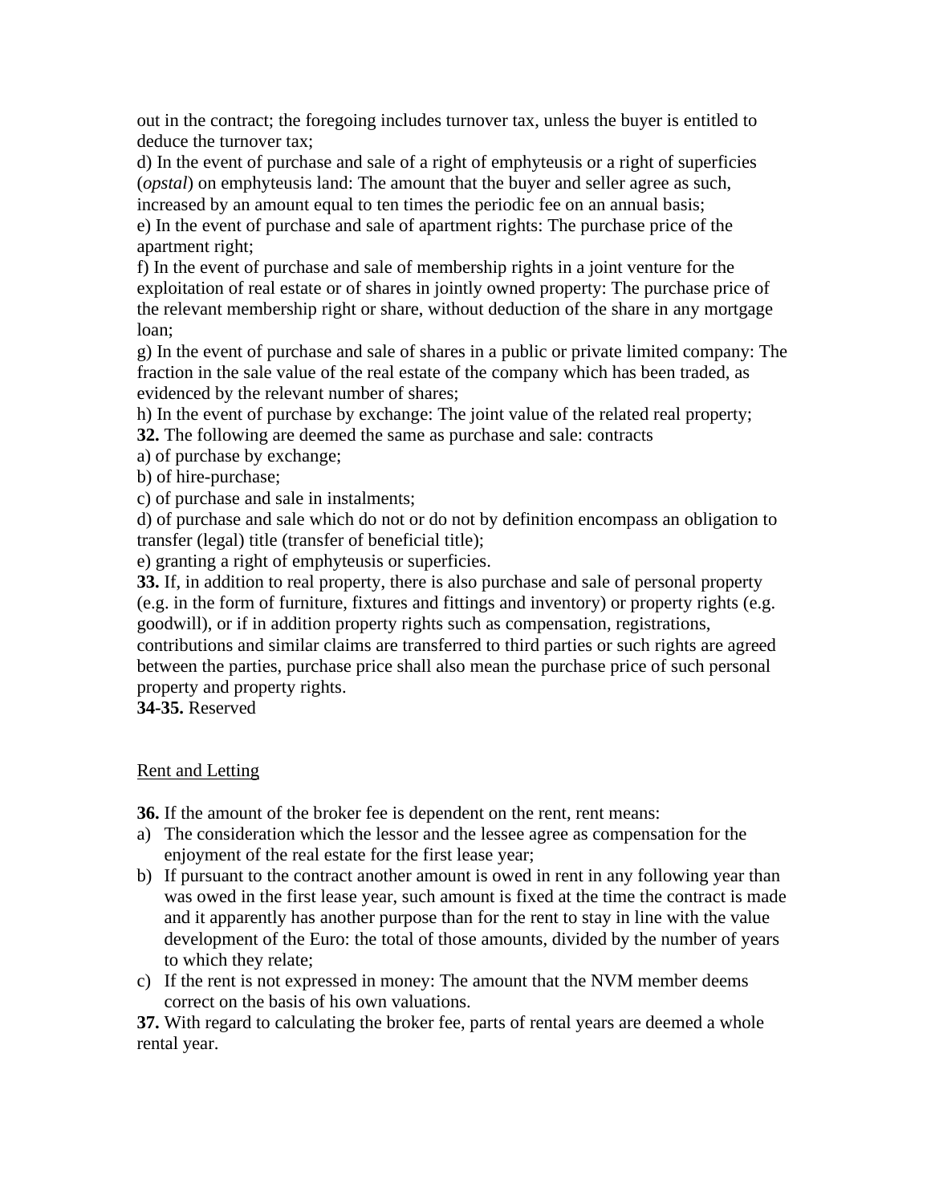out in the contract; the foregoing includes turnover tax, unless the buyer is entitled to deduce the turnover tax;

d) In the event of purchase and sale of a right of emphyteusis or a right of superficies (*opstal*) on emphyteusis land: The amount that the buyer and seller agree as such, increased by an amount equal to ten times the periodic fee on an annual basis;

e) In the event of purchase and sale of apartment rights: The purchase price of the apartment right;

f) In the event of purchase and sale of membership rights in a joint venture for the exploitation of real estate or of shares in jointly owned property: The purchase price of the relevant membership right or share, without deduction of the share in any mortgage loan;

g) In the event of purchase and sale of shares in a public or private limited company: The fraction in the sale value of the real estate of the company which has been traded, as evidenced by the relevant number of shares;

h) In the event of purchase by exchange: The joint value of the related real property;

**32.** The following are deemed the same as purchase and sale: contracts

a) of purchase by exchange;

b) of hire-purchase;

c) of purchase and sale in instalments;

d) of purchase and sale which do not or do not by definition encompass an obligation to transfer (legal) title (transfer of beneficial title);

e) granting a right of emphyteusis or superficies.

**33.** If, in addition to real property, there is also purchase and sale of personal property (e.g. in the form of furniture, fixtures and fittings and inventory) or property rights (e.g. goodwill), or if in addition property rights such as compensation, registrations, contributions and similar claims are transferred to third parties or such rights are agreed between the parties, purchase price shall also mean the purchase price of such personal property and property rights.

**34-35.** Reserved

<u>Rent and Letting</u>

**36.** If the amount of the broker fee is dependent on the rent, rent means:

a) The consideration which the lessor and the lessee agree as compensation for the enjoyment of the real estate for the first lease year;

b) If pursuant to the contract another amount is owed in rent in any following year than was owed in the first lease year, such amount is fixed at the time the contract is made and it apparently has another purpose than for the rent to stay in line with the value development of the Euro: the total of those amounts, divided by the number of years to which they relate;

c) If the rent is not expressed in money: The amount that the NVM member deems correct on the basis of his own valuations.

**37.** With regard to calculating the broker fee, parts of rental years are deemed a whole rental year.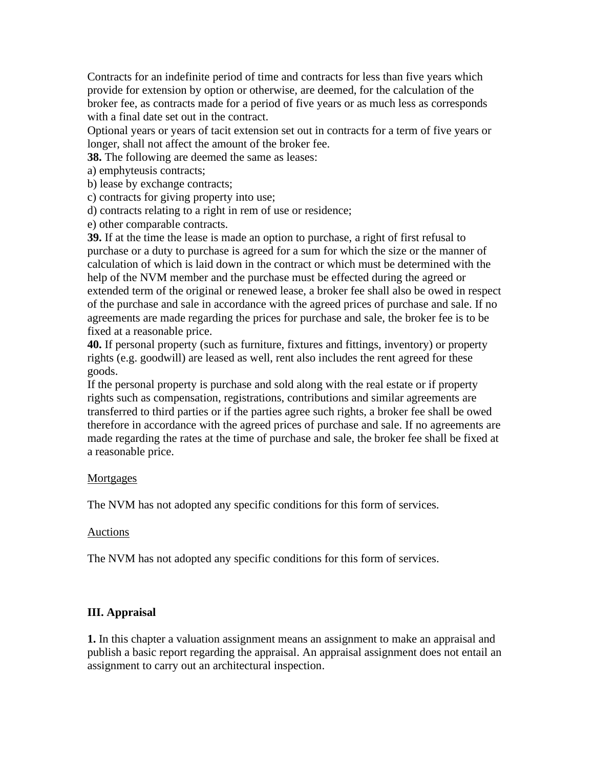Contracts for an indefinite period of time and contracts for less than five years which provide for extension by option or otherwise, are deemed, for the calculation of the broker fee, as contracts made for a period of five years or as much less as corresponds with a final date set out in the contract.

Optional years or years of tacit extension set out in contracts for a term of five years or longer, shall not affect the amount of the broker fee.

**38.** The following are deemed the same as leases:

a) emphyteusis contracts;
b) lease by exchange contracts;
c) contracts for giving property into use;
d) contracts relating to a right in rem of use or residence;
e) other comparable contracts.

**39.** If at the time the lease is made an option to purchase, a right of first refusal to purchase or a duty to purchase is agreed for a sum for which the size or the manner of calculation of which is laid down in the contract or which must be determined with the help of the NVM member and the purchase must be effected during the agreed or extended term of the original or renewed lease, a broker fee shall also be owed in respect of the purchase and sale in accordance with the agreed prices of purchase and sale. If no agreements are made regarding the prices for purchase and sale, the broker fee is to be fixed at a reasonable price.

**40.** If personal property (such as furniture, fixtures and fittings, inventory) or property rights (e.g. goodwill) are leased as well, rent also includes the rent agreed for these goods.

If the personal property is purchase and sold along with the real estate or if property rights such as compensation, registrations, contributions and similar agreements are transferred to third parties or if the parties agree such rights, a broker fee shall be owed therefore in accordance with the agreed prices of purchase and sale. If no agreements are made regarding the rates at the time of purchase and sale, the broker fee shall be fixed at a reasonable price.

<u>Mortgages</u>

The NVM has not adopted any specific conditions for this form of services.

<u>Auctions</u>

The NVM has not adopted any specific conditions for this form of services.

## III. Appraisal

**1.** In this chapter a valuation assignment means an assignment to make an appraisal and publish a basic report regarding the appraisal. An appraisal assignment does not entail an assignment to carry out an architectural inspection.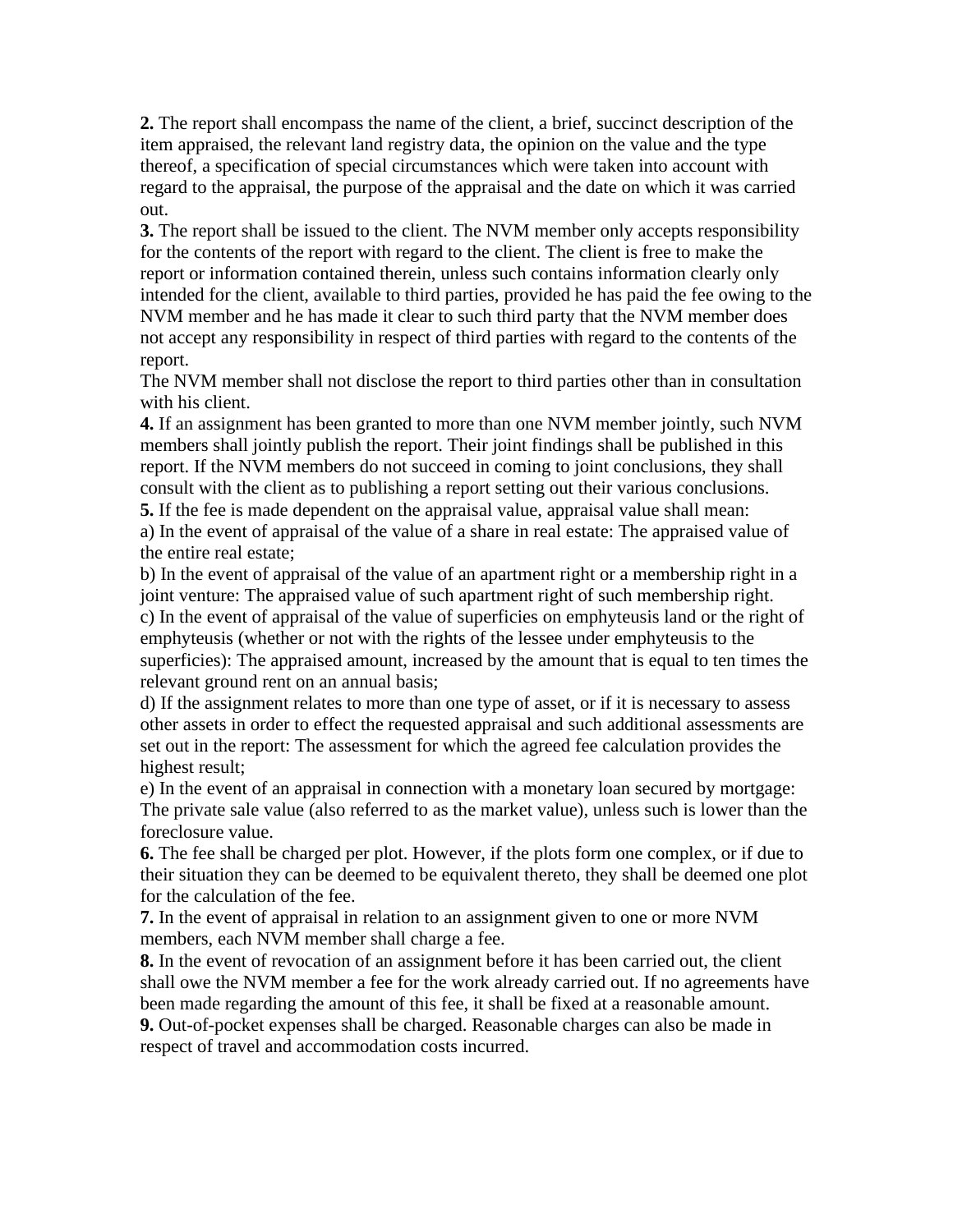**2.** The report shall encompass the name of the client, a brief, succinct description of the item appraised, the relevant land registry data, the opinion on the value and the type thereof, a specification of special circumstances which were taken into account with regard to the appraisal, the purpose of the appraisal and the date on which it was carried out.

**3.** The report shall be issued to the client. The NVM member only accepts responsibility for the contents of the report with regard to the client. The client is free to make the report or information contained therein, unless such contains information clearly only intended for the client, available to third parties, provided he has paid the fee owing to the NVM member and he has made it clear to such third party that the NVM member does not accept any responsibility in respect of third parties with regard to the contents of the report.

The NVM member shall not disclose the report to third parties other than in consultation with his client.

**4.** If an assignment has been granted to more than one NVM member jointly, such NVM members shall jointly publish the report. Their joint findings shall be published in this report. If the NVM members do not succeed in coming to joint conclusions, they shall consult with the client as to publishing a report setting out their various conclusions.

**5.** If the fee is made dependent on the appraisal value, appraisal value shall mean:

a) In the event of appraisal of the value of a share in real estate: The appraised value of the entire real estate;

b) In the event of appraisal of the value of an apartment right or a membership right in a joint venture: The appraised value of such apartment right of such membership right.

c) In the event of appraisal of the value of superficies on emphyteusis land or the right of emphyteusis (whether or not with the rights of the lessee under emphyteusis to the superficies): The appraised amount, increased by the amount that is equal to ten times the relevant ground rent on an annual basis;

d) If the assignment relates to more than one type of asset, or if it is necessary to assess other assets in order to effect the requested appraisal and such additional assessments are set out in the report: The assessment for which the agreed fee calculation provides the highest result;

e) In the event of an appraisal in connection with a monetary loan secured by mortgage: The private sale value (also referred to as the market value), unless such is lower than the foreclosure value.

**6.** The fee shall be charged per plot. However, if the plots form one complex, or if due to their situation they can be deemed to be equivalent thereto, they shall be deemed one plot for the calculation of the fee.

**7.** In the event of appraisal in relation to an assignment given to one or more NVM members, each NVM member shall charge a fee.

**8.** In the event of revocation of an assignment before it has been carried out, the client shall owe the NVM member a fee for the work already carried out. If no agreements have been made regarding the amount of this fee, it shall be fixed at a reasonable amount.

**9.** Out-of-pocket expenses shall be charged. Reasonable charges can also be made in respect of travel and accommodation costs incurred.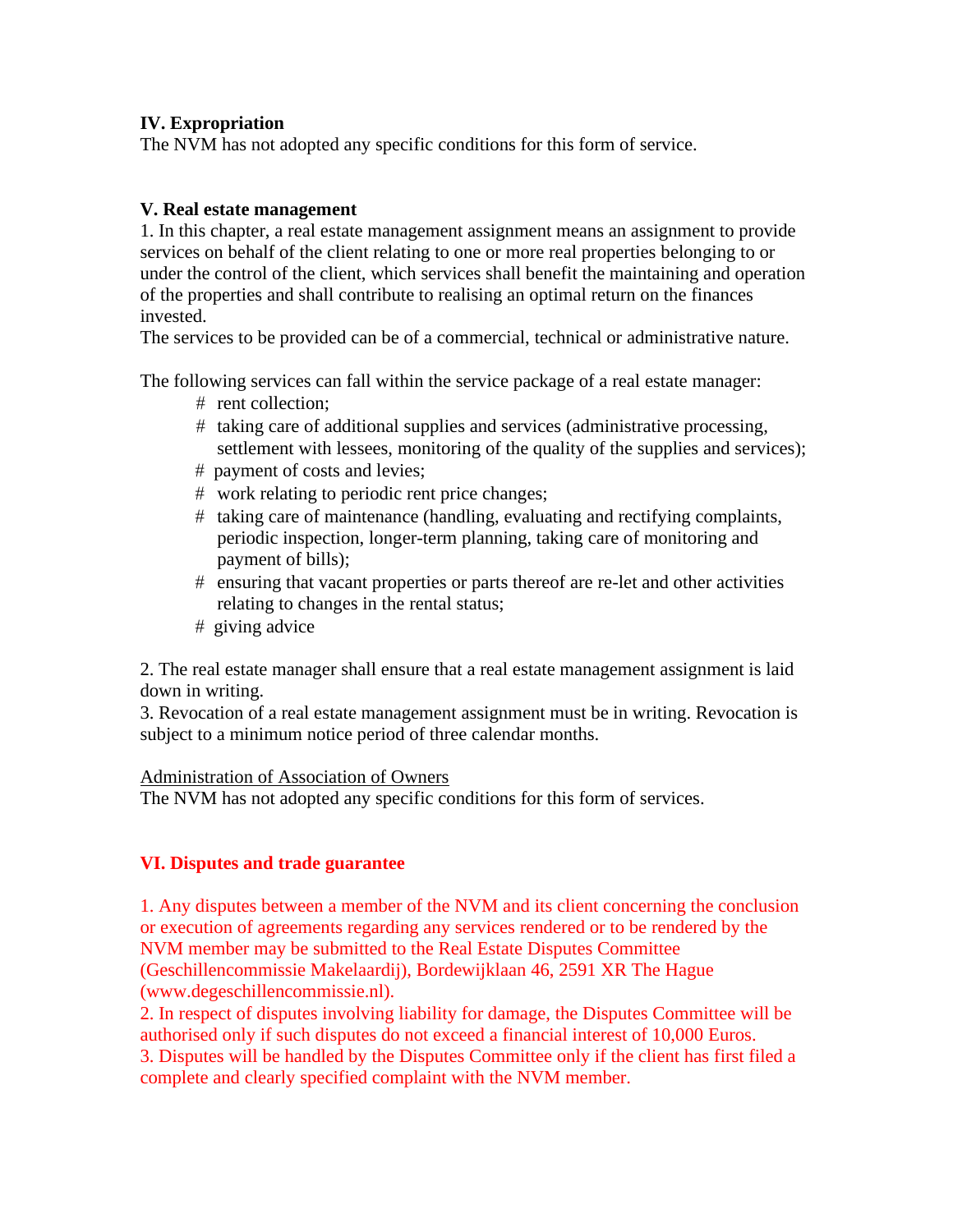## IV. Expropriation

The NVM has not adopted any specific conditions for this form of service.

## V. Real estate management

1. In this chapter, a real estate management assignment means an assignment to provide services on behalf of the client relating to one or more real properties belonging to or under the control of the client, which services shall benefit the maintaining and operation of the properties and shall contribute to realising an optimal return on the finances invested.
The services to be provided can be of a commercial, technical or administrative nature.

The following services can fall within the service package of a real estate manager:

- rent collection;
- taking care of additional supplies and services (administrative processing, settlement with lessees, monitoring of the quality of the supplies and services);
- payment of costs and levies;
- work relating to periodic rent price changes;
- taking care of maintenance (handling, evaluating and rectifying complaints, periodic inspection, longer-term planning, taking care of monitoring and payment of bills);
- ensuring that vacant properties or parts thereof are re-let and other activities relating to changes in the rental status;
- giving advice

2. The real estate manager shall ensure that a real estate management assignment is laid down in writing.
3. Revocation of a real estate management assignment must be in writing. Revocation is subject to a minimum notice period of three calendar months.

Administration of Association of Owners

The NVM has not adopted any specific conditions for this form of services.

## VI. Disputes and trade guarantee

1. Any disputes between a member of the NVM and its client concerning the conclusion or execution of agreements regarding any services rendered or to be rendered by the NVM member may be submitted to the Real Estate Disputes Committee (Geschillencommissie Makelaardij), Bordewijklaan 46, 2591 XR The Hague (www.degeschillencommissie.nl).
2. In respect of disputes involving liability for damage, the Disputes Committee will be authorised only if such disputes do not exceed a financial interest of 10,000 Euros.
3. Disputes will be handled by the Disputes Committee only if the client has first filed a complete and clearly specified complaint with the NVM member.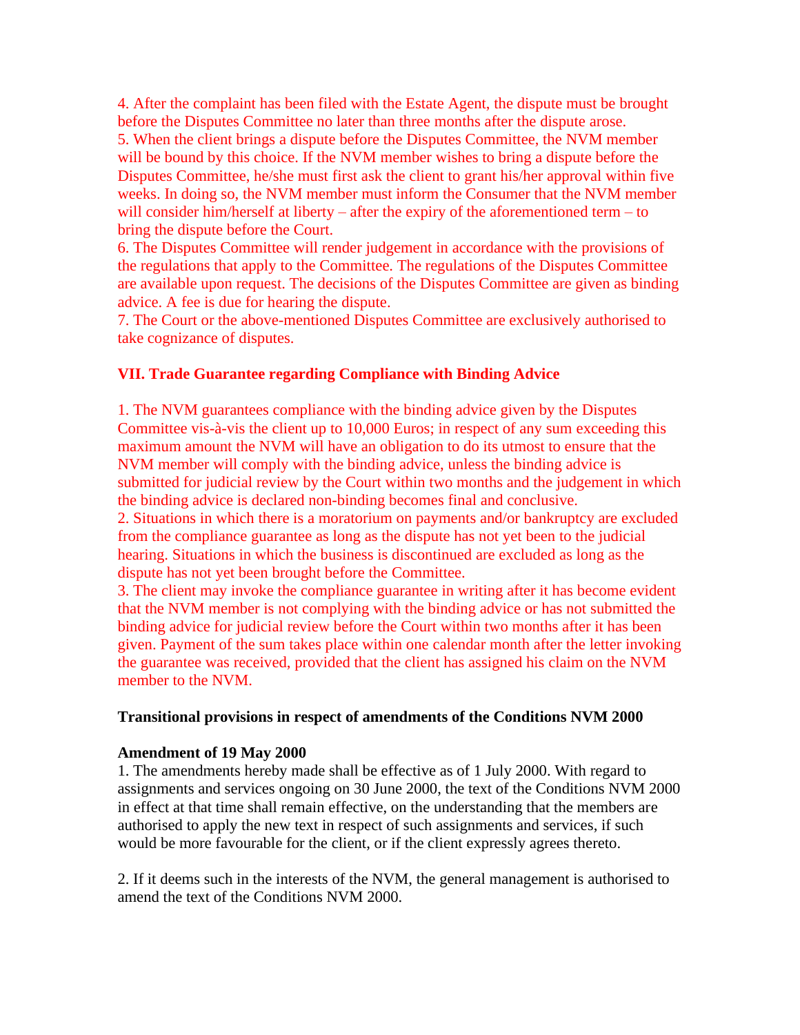4. After the complaint has been filed with the Estate Agent, the dispute must be brought before the Disputes Committee no later than three months after the dispute arose.
5. When the client brings a dispute before the Disputes Committee, the NVM member will be bound by this choice. If the NVM member wishes to bring a dispute before the Disputes Committee, he/she must first ask the client to grant his/her approval within five weeks. In doing so, the NVM member must inform the Consumer that the NVM member will consider him/herself at liberty – after the expiry of the aforementioned term – to bring the dispute before the Court.
6. The Disputes Committee will render judgement in accordance with the provisions of the regulations that apply to the Committee. The regulations of the Disputes Committee are available upon request. The decisions of the Disputes Committee are given as binding advice. A fee is due for hearing the dispute.
7. The Court or the above-mentioned Disputes Committee are exclusively authorised to take cognizance of disputes.

## VII. Trade Guarantee regarding Compliance with Binding Advice

1. The NVM guarantees compliance with the binding advice given by the Disputes Committee vis-à-vis the client up to 10,000 Euros; in respect of any sum exceeding this maximum amount the NVM will have an obligation to do its utmost to ensure that the NVM member will comply with the binding advice, unless the binding advice is submitted for judicial review by the Court within two months and the judgement in which the binding advice is declared non-binding becomes final and conclusive.
2. Situations in which there is a moratorium on payments and/or bankruptcy are excluded from the compliance guarantee as long as the dispute has not yet been to the judicial hearing. Situations in which the business is discontinued are excluded as long as the dispute has not yet been brought before the Committee.
3. The client may invoke the compliance guarantee in writing after it has become evident that the NVM member is not complying with the binding advice or has not submitted the binding advice for judicial review before the Court within two months after it has been given. Payment of the sum takes place within one calendar month after the letter invoking the guarantee was received, provided that the client has assigned his claim on the NVM member to the NVM.

## Transitional provisions in respect of amendments of the Conditions NVM 2000

### Amendment of 19 May 2000

1. The amendments hereby made shall be effective as of 1 July 2000. With regard to assignments and services ongoing on 30 June 2000, the text of the Conditions NVM 2000 in effect at that time shall remain effective, on the understanding that the members are authorised to apply the new text in respect of such assignments and services, if such would be more favourable for the client, or if the client expressly agrees thereto.

2. If it deems such in the interests of the NVM, the general management is authorised to amend the text of the Conditions NVM 2000.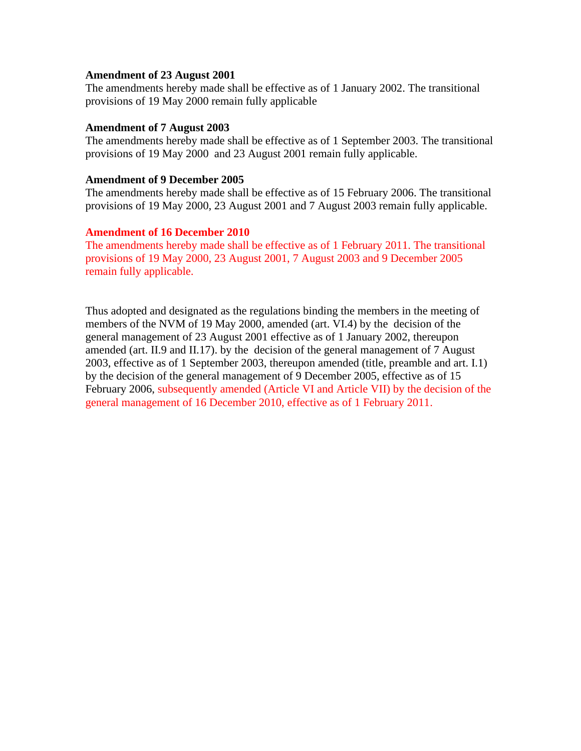**Amendment of 23 August 2001**
The amendments hereby made shall be effective as of 1 January 2002. The transitional provisions of 19 May 2000 remain fully applicable

**Amendment of 7 August 2003**
The amendments hereby made shall be effective as of 1 September 2003. The transitional provisions of 19 May 2000 and 23 August 2001 remain fully applicable.

**Amendment of 9 December 2005**
The amendments hereby made shall be effective as of 15 February 2006. The transitional provisions of 19 May 2000, 23 August 2001 and 7 August 2003 remain fully applicable.

**Amendment of 16 December 2010**
The amendments hereby made shall be effective as of 1 February 2011. The transitional provisions of 19 May 2000, 23 August 2001, 7 August 2003 and 9 December 2005 remain fully applicable.

Thus adopted and designated as the regulations binding the members in the meeting of members of the NVM of 19 May 2000, amended (art. VI.4) by the decision of the general management of 23 August 2001 effective as of 1 January 2002, thereupon amended (art. II.9 and II.17). by the decision of the general management of 7 August 2003, effective as of 1 September 2003, thereupon amended (title, preamble and art. I.1) by the decision of the general management of 9 December 2005, effective as of 15 February 2006, subsequently amended (Article VI and Article VII) by the decision of the general management of 16 December 2010, effective as of 1 February 2011.